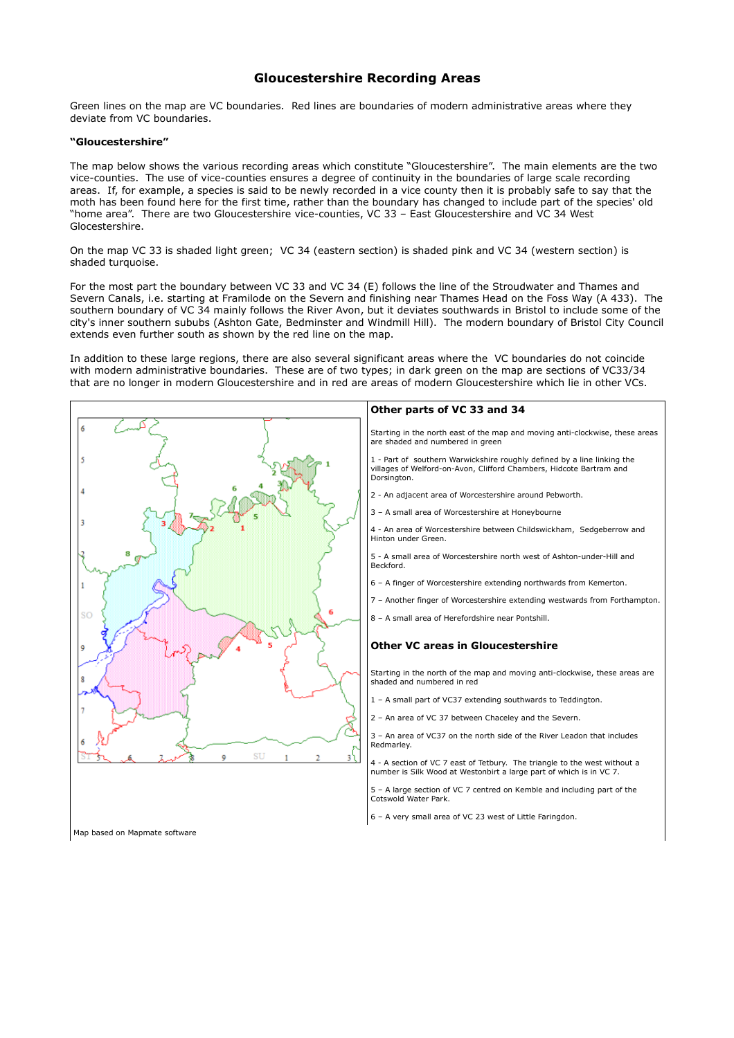# Gloucestershire Recording Areas

Green lines on the map are VC boundaries. Red lines are boundaries of modern administrative areas where they deviate from VC boundaries.

**"Gloucestershire"**

The map below shows the various recording areas which constitute "Gloucestershire". The main elements are the two vice-counties. The use of vice-counties ensures a degree of continuity in the boundaries of large scale recording areas. If, for example, a species is said to be newly recorded in a vice county then it is probably safe to say that the moth has been found here for the first time, rather than the boundary has changed to include part of the species' old "home area". There are two Gloucestershire vice-counties, VC 33 – East Gloucestershire and VC 34 West Glocestershire.

On the map VC 33 is shaded light green; VC 34 (eastern section) is shaded pink and VC 34 (western section) is shaded turquoise.

For the most part the boundary between VC 33 and VC 34 (E) follows the line of the Stroudwater and Thames and Severn Canals, i.e. starting at Framilode on the Severn and finishing near Thames Head on the Foss Way (A 433). The southern boundary of VC 34 mainly follows the River Avon, but it deviates southwards in Bristol to include some of the city's inner southern sububs (Ashton Gate, Bedminster and Windmill Hill). The modern boundary of Bristol City Council extends even further south as shown by the red line on the map.

In addition to these large regions, there are also several significant areas where the VC boundaries do not coincide with modern administrative boundaries. These are of two types; in dark green on the map are sections of VC33/34 that are no longer in modern Gloucestershire and in red are areas of modern Gloucestershire which lie in other VCs.

Map based on Mapmate software

## Other parts of VC 33 and 34

Starting in the north east of the map and moving anti-clockwise, these areas are shaded and numbered in green

1 - Part of southern Warwickshire roughly defined by a line linking the villages of Welford-on-Avon, Clifford Chambers, Hidcote Bartram and Dorsington.

2 - An adjacent area of Worcestershire around Pebworth.

3 – A small area of Worcestershire at Honeybourne

4 - An area of Worcestershire between Childswickham, Sedgeberrow and Hinton under Green.

5 - A small area of Worcestershire north west of Ashton-under-Hill and Beckford.

6 – A finger of Worcestershire extending northwards from Kemerton.

7 – Another finger of Worcestershire extending westwards from Forthampton.

8 – A small area of Herefordshire near Pontshill.

## Other VC areas in Gloucestershire

Starting in the north of the map and moving anti-clockwise, these areas are shaded and numbered in red

1 – A small part of VC37 extending southwards to Teddington.

2 – An area of VC 37 between Chaceley and the Severn.

3 – An area of VC37 on the north side of the River Leadon that includes Redmarley.

4 - A section of VC 7 east of Tetbury. The triangle to the west without a number is Silk Wood at Westonbirt a large part of which is in VC 7.

5 – A large section of VC 7 centred on Kemble and including part of the Cotswold Water Park.

6 – A very small area of VC 23 west of Little Faringdon.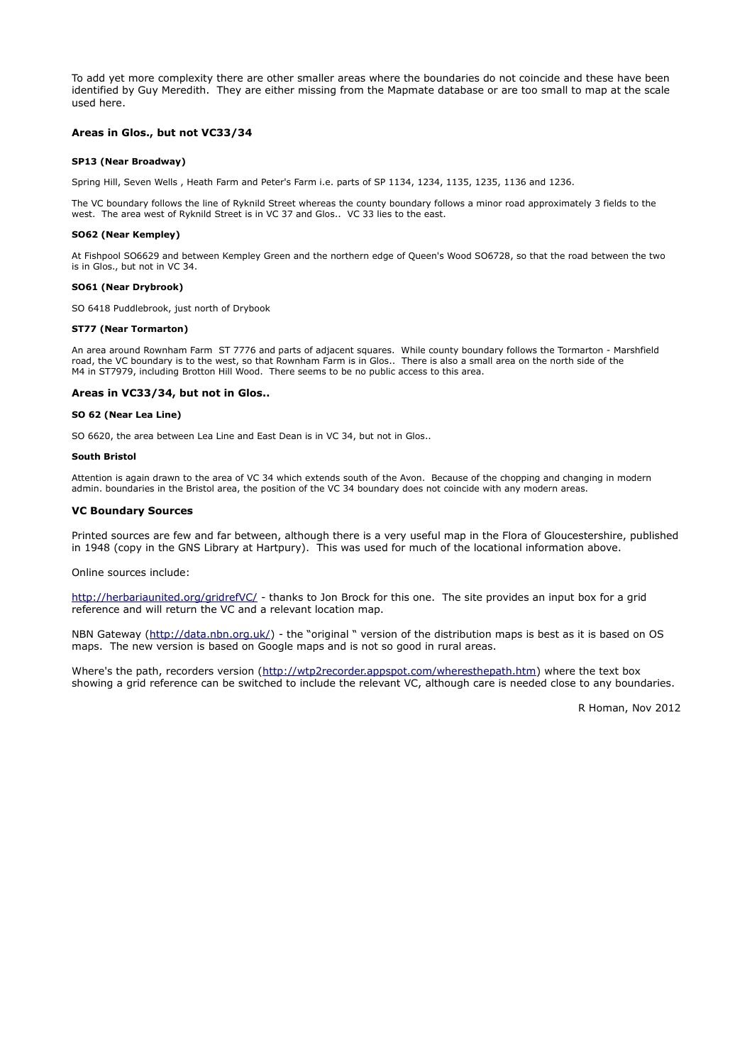To add yet more complexity there are other smaller areas where the boundaries do not coincide and these have been identified by Guy Meredith. They are either missing from the Mapmate database or are too small to map at the scale used here.

### Areas in Glos., but not VC33/34

#### SP13 (Near Broadway)

Spring Hill, Seven Wells , Heath Farm and Peter's Farm i.e. parts of SP 1134, 1234, 1135, 1235, 1136 and 1236.

The VC boundary follows the line of Ryknild Street whereas the county boundary follows a minor road approximately 3 fields to the west. The area west of Ryknild Street is in VC 37 and Glos.. VC 33 lies to the east.

#### SO62 (Near Kempley)

At Fishpool SO6629 and between Kempley Green and the northern edge of Queen's Wood SO6728, so that the road between the two is in Glos., but not in VC 34.

#### SO61 (Near Drybrook)

SO 6418 Puddlebrook, just north of Drybook

#### ST77 (Near Tormarton)

An area around Rownham Farm ST 7776 and parts of adjacent squares. While county boundary follows the Tormarton - Marshfield road, the VC boundary is to the west, so that Rownham Farm is in Glos.. There is also a small area on the north side of the M4 in ST7979, including Brotton Hill Wood. There seems to be no public access to this area.

### Areas in VC33/34, but not in Glos..

#### SO 62 (Near Lea Line)

SO 6620, the area between Lea Line and East Dean is in VC 34, but not in Glos..

#### South Bristol

Attention is again drawn to the area of VC 34 which extends south of the Avon. Because of the chopping and changing in modern admin. boundaries in the Bristol area, the position of the VC 34 boundary does not coincide with any modern areas.

### VC Boundary Sources

Printed sources are few and far between, although there is a very useful map in the Flora of Gloucestershire, published in 1948 (copy in the GNS Library at Hartpury). This was used for much of the locational information above.

Online sources include:

http://herbariaunited.org/gridrefVC/ - thanks to Jon Brock for this one. The site provides an input box for a grid reference and will return the VC and a relevant location map.

NBN Gateway (http://data.nbn.org.uk/) - the "original " version of the distribution maps is best as it is based on OS maps. The new version is based on Google maps and is not so good in rural areas.

Where's the path, recorders version (http://wtp2recorder.appspot.com/wheresthepath.htm) where the text box showing a grid reference can be switched to include the relevant VC, although care is needed close to any boundaries.

R Homan, Nov 2012